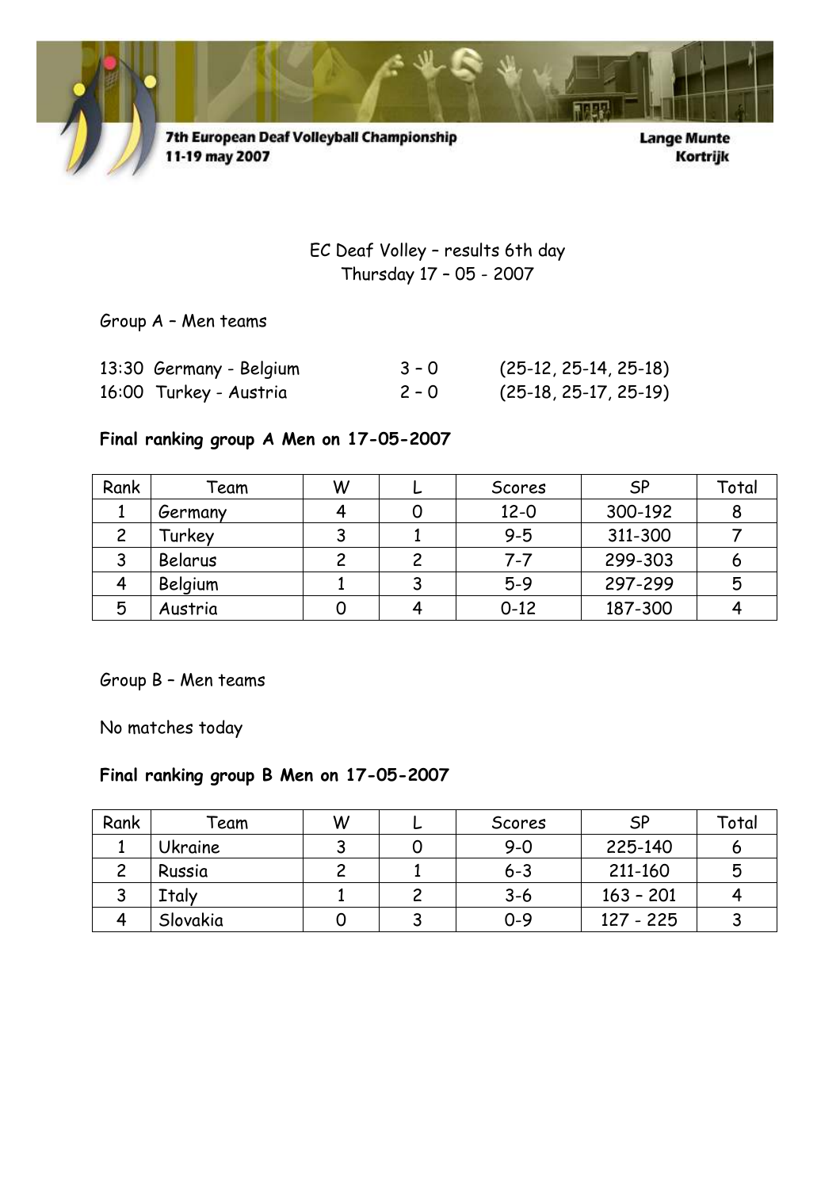7th European Deaf Volleyball Championship
11-19 may 2007

Lange Munte
Kortrijk

EC Deaf Volley – results 6th day
Thursday 17 – 05 - 2007

Group A – Men teams

13:30 Germany - Belgium 3 – 0 (25-12, 25-14, 25-18)
16:00 Turkey - Austria 2 – 0 (25-18, 25-17, 25-19)

**Final ranking group A Men on 17-05-2007**

| Rank | Team | W | L | Scores | SP | Total |
|---|---|---|---|---|---|---|
| 1 | Germany | 4 | 0 | 12-0 | 300-192 | 8 |
| 2 | Turkey | 3 | 1 | 9-5 | 311-300 | 7 |
| 3 | Belarus | 2 | 2 | 7-7 | 299-303 | 6 |
| 4 | Belgium | 1 | 3 | 5-9 | 297-299 | 5 |
| 5 | Austria | 0 | 4 | 0-12 | 187-300 | 4 |

Group B – Men teams

No matches today

**Final ranking group B Men on 17-05-2007**

| Rank | Team | W | L | Scores | SP | Total |
|---|---|---|---|---|---|---|
| 1 | Ukraine | 3 | 0 | 9-0 | 225-140 | 6 |
| 2 | Russia | 2 | 1 | 6-3 | 211-160 | 5 |
| 3 | Italy | 1 | 2 | 3-6 | 163 – 201 | 4 |
| 4 | Slovakia | 0 | 3 | 0-9 | 127 - 225 | 3 |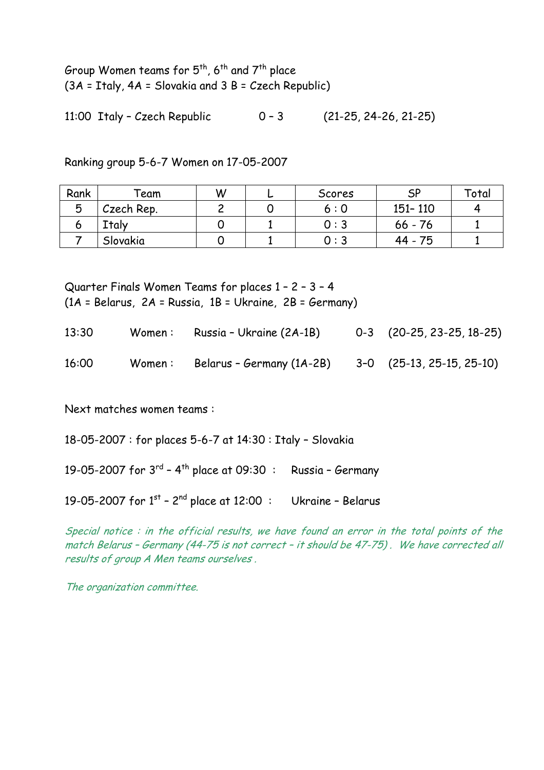Group Women teams for 5$^{th}$, 6$^{th}$ and 7$^{th}$ place
(3A = Italy, 4A = Slovakia and 3 B = Czech Republic)

11:00 Italy – Czech Republic 0 – 3 (21-25, 24-26, 21-25)

Ranking group 5-6-7 Women on 17-05-2007

| Rank | Team | W | L | Scores | SP | Total |
|---|---|---|---|---|---|---|
| 5 | Czech Rep. | 2 | 0 | 6 : 0 | 151– 110 | 4 |
| 6 | Italy | 0 | 1 | 0 : 3 | 66 - 76 | 1 |
| 7 | Slovakia | 0 | 1 | 0 : 3 | 44 - 75 | 1 |

Quarter Finals Women Teams for places 1 – 2 – 3 – 4
(1A = Belarus, 2A = Russia, 1B = Ukraine, 2B = Germany)

13:30 Women : Russia – Ukraine (2A-1B) 0-3 (20-25, 23-25, 18-25)

16:00 Women : Belarus – Germany (1A-2B) 3–0 (25-13, 25-15, 25-10)

Next matches women teams :

18-05-2007 : for places 5-6-7 at 14:30 : Italy – Slovakia

19-05-2007 for 3$^{rd}$ – 4$^{th}$ place at 09:30 : Russia – Germany

19-05-2007 for 1$^{st}$ – 2$^{nd}$ place at 12:00 : Ukraine – Belarus

*Special notice : in the official results, we have found an error in the total points of the match Belarus – Germany (44-75 is not correct – it should be 47-75) . We have corrected all results of group A Men teams ourselves .*

*The organization committee.*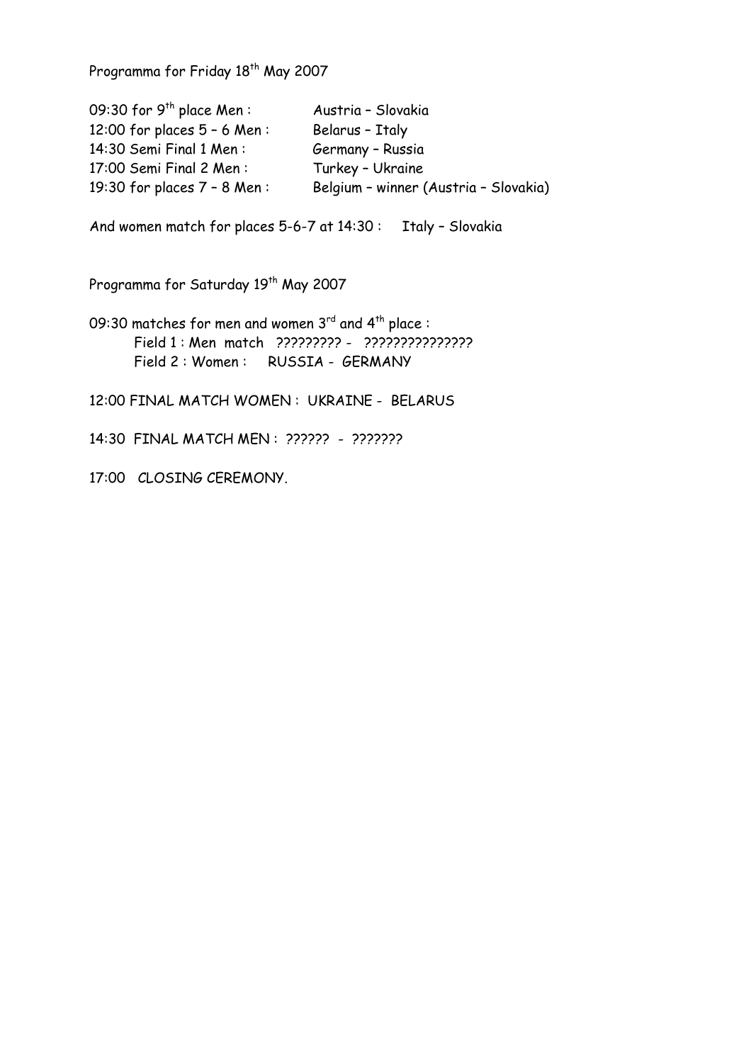Programma for Friday 18th May 2007

| | |
|---|---|
| 09:30 for 9th place Men : | Austria – Slovakia |
| 12:00 for places 5 – 6 Men : | Belarus – Italy |
| 14:30 Semi Final 1 Men : | Germany – Russia |
| 17:00 Semi Final 2 Men : | Turkey – Ukraine |
| 19:30 for places 7 – 8 Men : | Belgium – winner (Austria – Slovakia) |

And women match for places 5-6-7 at 14:30 : Italy – Slovakia

Programma for Saturday 19th May 2007

09:30 matches for men and women 3rd and 4th place :

Field 1 : Men match ????????? - ???????????????

Field 2 : Women : RUSSIA - GERMANY

12:00 FINAL MATCH WOMEN : UKRAINE - BELARUS

14:30 FINAL MATCH MEN : ?????? - ???????

17:00 CLOSING CEREMONY.